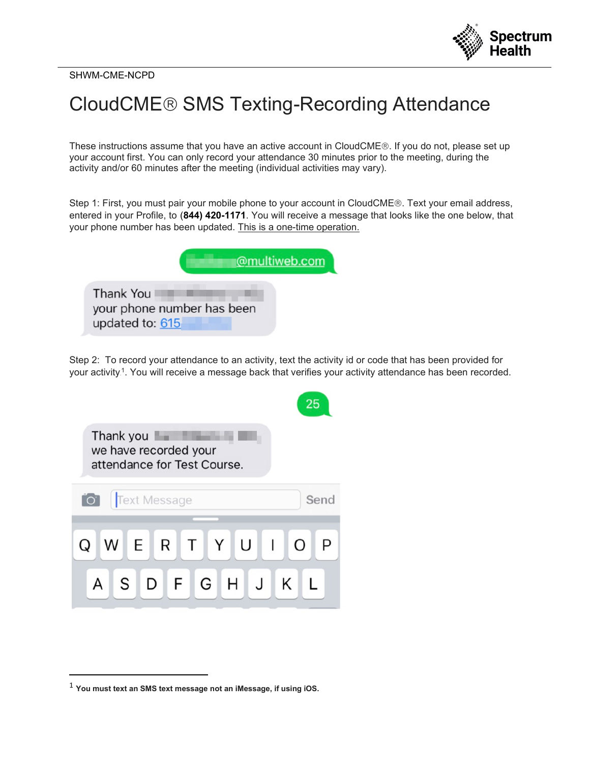SHWM-CME-NCPD

# CloudCME® SMS Texting-Recording Attendance

These instructions assume that you have an active account in CloudCME®. If you do not, please set up your account first. You can only record your attendance 30 minutes prior to the meeting, during the activity and/or 60 minutes after the meeting (individual activities may vary).

Step 1: First, you must pair your mobile phone to your account in CloudCME®. Text your email address, entered in your Profile, to **(844) 420-1171**. You will receive a message that looks like the one below, that your phone number has been updated. This is a one-time operation.

@multiweb.com

Thank You
your phone number has been updated to: 615

Step 2: To record your attendance to an activity, text the activity id or code that has been provided for your activity[1]. You will receive a message back that verifies your activity attendance has been recorded.

25

Thank you
we have recorded your attendance for Test Course.

---

[1] **You must text an SMS text message not an iMessage, if using iOS.**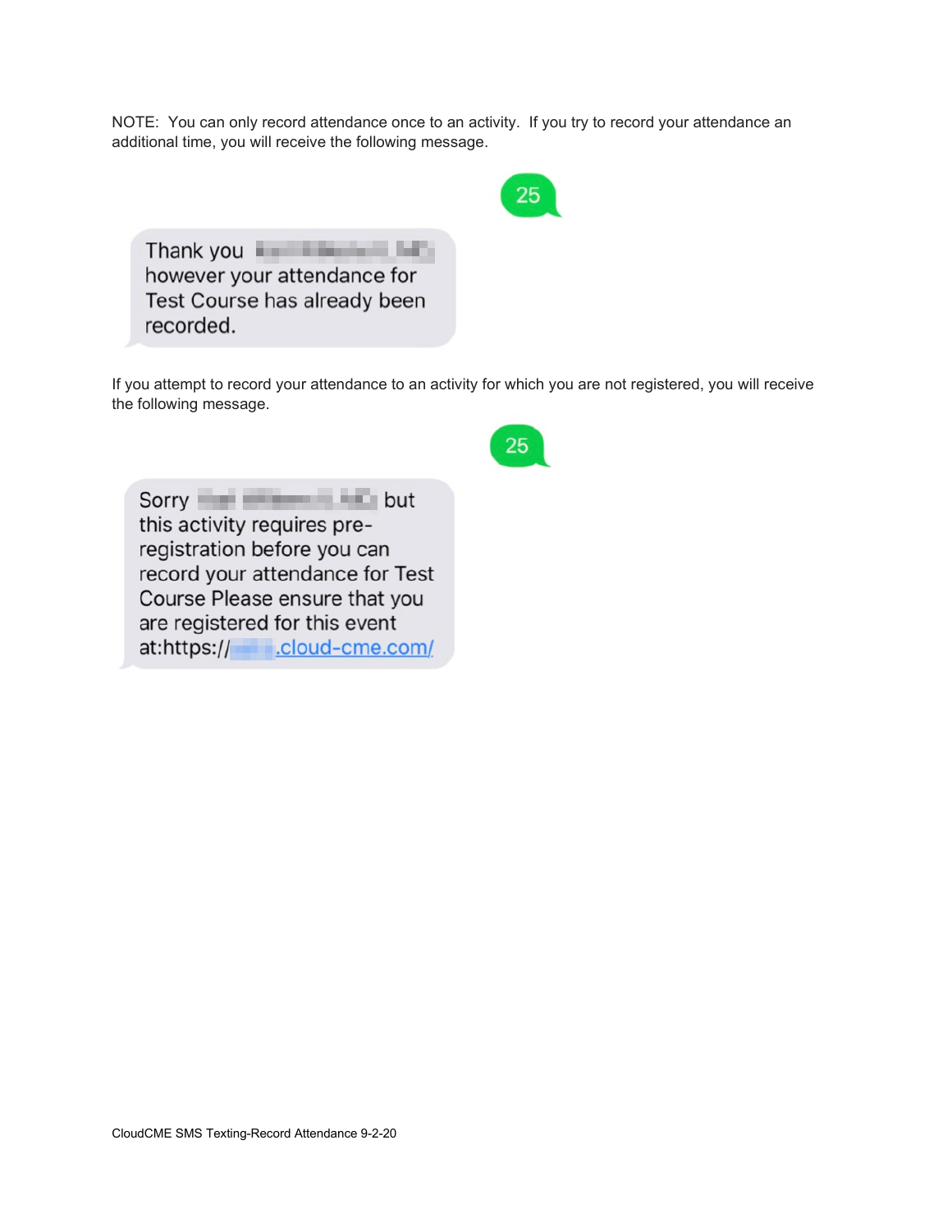NOTE: You can only record attendance once to an activity. If you try to record your attendance an additional time, you will receive the following message.

25

Thank you [redacted] however your attendance for Test Course has already been recorded.

If you attempt to record your attendance to an activity for which you are not registered, you will receive the following message.

25

Sorry [redacted] but this activity requires pre-registration before you can record your attendance for Test Course Please ensure that you are registered for this event at:https://[redacted].cloud-cme.com/